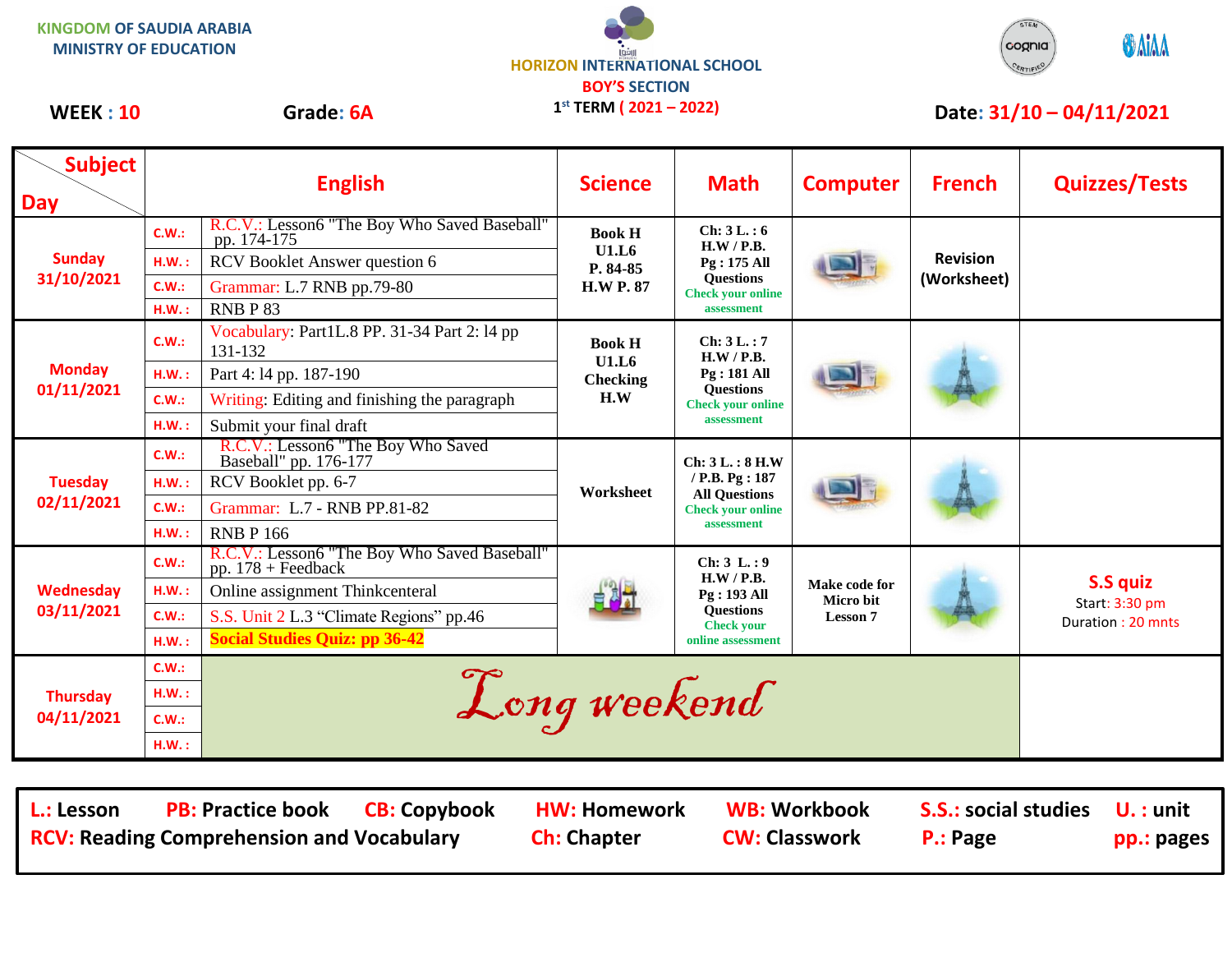KINGDOM OF SAUDIA ARABIA
MINISTRY OF EDUCATION

HORIZON INTERNATIONAL SCHOOL
BOY'S SECTION
1st TERM ( 2021 – 2022)

**WEEK : 10** **Grade: 6A** **Date: 31/10 – 04/11/2021**

| Day / Subject | | English | Science | Math | Computer | French | Quizzes/Tests |
|---|---|---|---|---|---|---|---|
| **Sunday 31/10/2021** | C.W.: | R.C.V.: Lesson6 "The Boy Who Saved Baseball" pp. 174-175 | Book H U1.L6 P. 84-85 H.W P. 87 | Ch: 3 L. : 6 H.W / P.B. Pg : 175 All Questions Check your online assessment | | Revision (Worksheet) | |
| | H.W. : | RCV Booklet Answer question 6 | | | | | |
| | C.W.: | Grammar: L.7 RNB pp.79-80 | | | | | |
| | H.W. : | RNB P 83 | | | | | |
| **Monday 01/11/2021** | C.W.: | Vocabulary: Part1L.8 PP. 31-34 Part 2: l4 pp 131-132 | Book H U1.L6 Checking H.W | Ch: 3 L. : 7 H.W / P.B. Pg : 181 All Questions Check your online assessment | | | |
| | H.W. : | Part 4: l4 pp. 187-190 | | | | | |
| | C.W.: | Writing: Editing and finishing the paragraph | | | | | |
| | H.W. : | Submit your final draft | | | | | |
| **Tuesday 02/11/2021** | C.W.: | R.C.V.: Lesson6 "The Boy Who Saved Baseball" pp. 176-177 | Worksheet | Ch: 3 L. : 8 H.W / P.B. Pg : 187 All Questions Check your online assessment | | | |
| | H.W. : | RCV Booklet pp. 6-7 | | | | | |
| | C.W.: | Grammar: L.7 - RNB PP.81-82 | | | | | |
| | H.W. : | RNB P 166 | | | | | |
| **Wednesday 03/11/2021** | C.W.: | R.C.V.: Lesson6 "The Boy Who Saved Baseball" pp. 178 + Feedback | | Ch: 3 L. : 9 H.W / P.B. Pg : 193 All Questions Check your online assessment | Make code for Micro bit Lesson 7 | | **S.S quiz** Start: 3:30 pm Duration : 20 mnts |
| | H.W. : | Online assignment Thinkcenteral | | | | | |
| | C.W.: | S.S. Unit 2 L.3 "Climate Regions" pp.46 | | | | | |
| | H.W. : | **Social Studies Quiz: pp 36-42** | | | | | |
| **Thursday 04/11/2021** | C.W.: | *Long weekend* | | | | | |
| | H.W. : | | | | | | |
| | C.W.: | | | | | | |
| | H.W. : | | | | | | |

**L.: Lesson** **PB: Practice book** **CB: Copybook** **HW: Homework** **WB: Workbook** **S.S.: social studies** **U. : unit**
**RCV: Reading Comprehension and Vocabulary** **Ch: Chapter** **CW: Classwork** **P.: Page** **pp.: pages**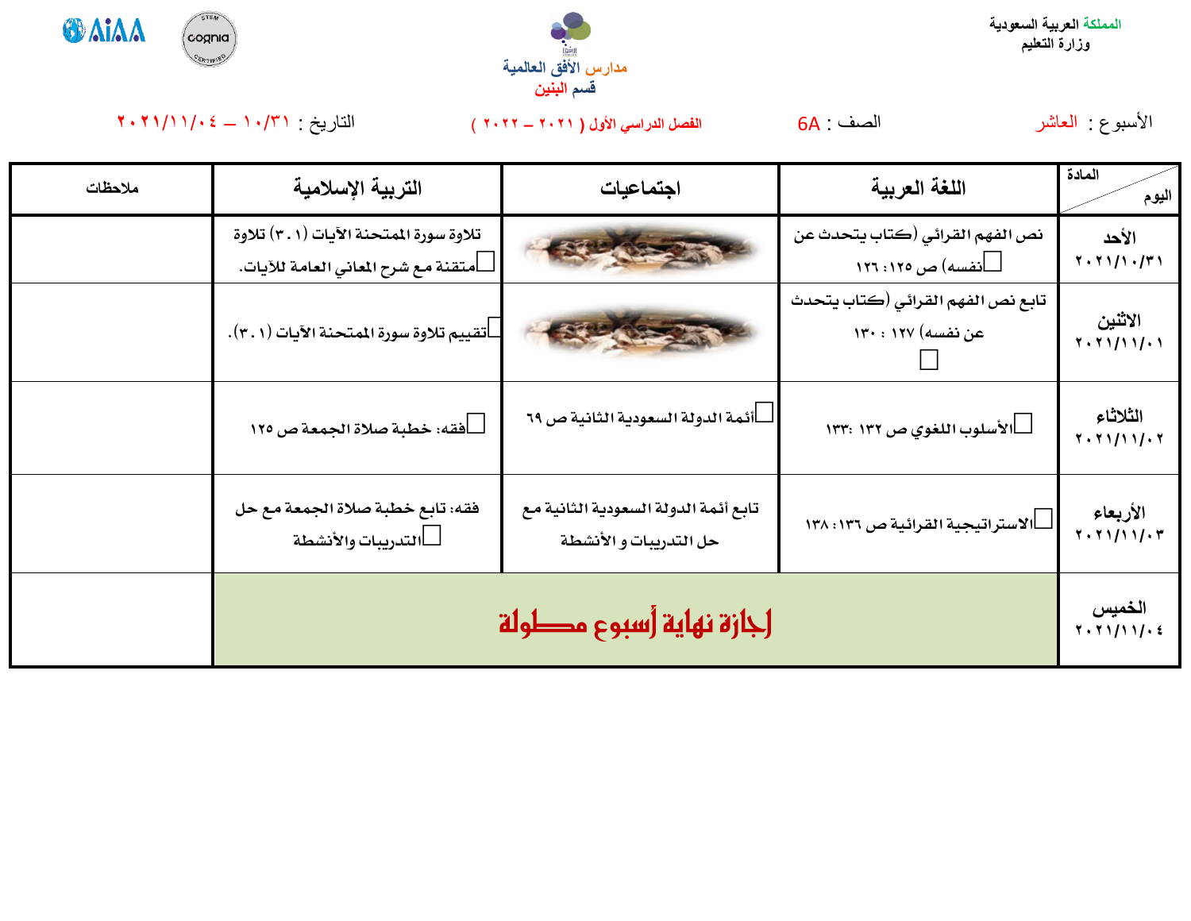المملكة العربية السعودية
وزارة التعليم

مدارس الأفق العالمية
قسم البنين

الأسبوع : العاشر　　الصف : 6A　　الفصل الدراسي الأول ( ٢٠٢١ – ٢٠٢٢ )　　التاريخ : ١٠/٣١ – ٢٠٢١/١١/٠٤

| اليوم / المادة | اللغة العربية | اجتماعيات | التربية الإسلامية | ملاحظات |
|---|---|---|---|---|
| الأحد ٢٠٢١/١٠/٣١ | نص الفهم القرائي (كتاب يتحدث عن نفسه) ص ١٢٥: ١٢٦ ☐ | | تلاوة سورة الممتحنة الآيات (١ .٣) تلاوة متقنة مع شرح المعاني العامة للآيات. ☐ | |
| الاثنين ٢٠٢١/١١/٠١ | تابع نص الفهم القرائي (كتاب يتحدث عن نفسه) ١٢٧ : ١٣٠ ☐ | | تقييم تلاوة سورة الممتحنة الآيات (١ .٣). ☐ | |
| الثلاثاء ٢٠٢١/١١/٠٢ | الأسلوب اللغوي ص ١٣٢ :١٣٣ ☐ | أئمة الدولة السعودية الثانية ص ٦٩ ☐ | فقه: خطبة صلاة الجمعة ص ١٢٥ ☐ | |
| الأربعاء ٢٠٢١/١١/٠٣ | الاستراتيجية القرائية ص ١٣٦: ١٣٨ ☐ | تابع أئمة الدولة السعودية الثانية مع حل التدريبات و الأنشطة | فقه: تابع خطبة صلاة الجمعة مع حل التدريبات والأنشطة ☐ | |
| الخميس ٢٠٢١/١١/٠٤ | إجازة نهاية أسبوع مطولة | | | |